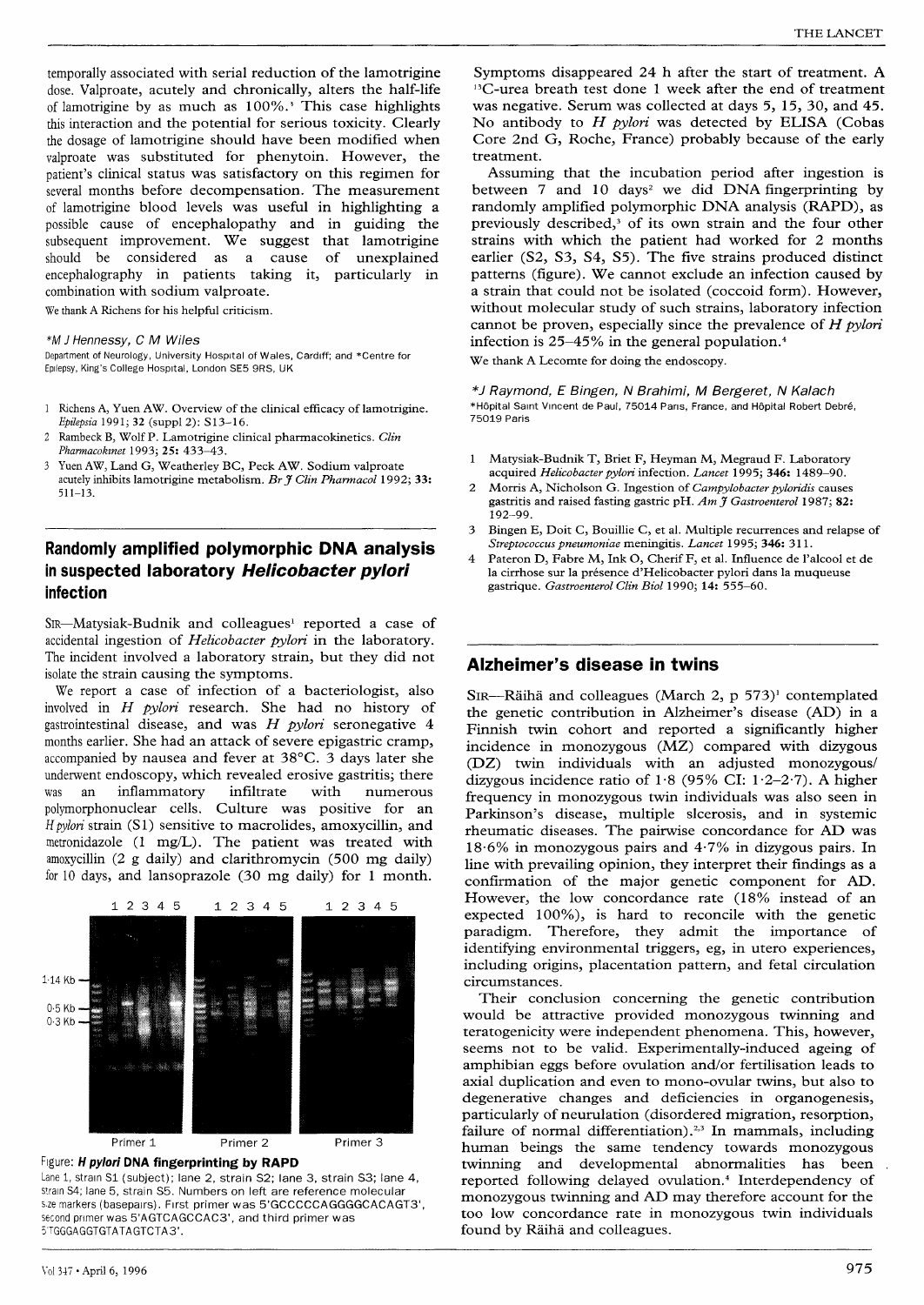temporally associated with serial reduction of the lamotrigine dose. Valproate, acutely and chronically, alters the half-life of lamotrigine by as much as 100%.[3] This case highlights this interaction and the potential for serious toxicity. Clearly the dosage of lamotrigine should have been modified when valproate was substituted for phenytoin. However, the patient's clinical status was satisfactory on this regimen for several months before decompensation. The measurement of lamotrigine blood levels was useful in highlighting a possible cause of encephalopathy and in guiding the subsequent improvement. We suggest that lamotrigine should be considered as a cause of unexplained encephalography in patients taking it, particularly in combination with sodium valproate.

We thank A Richens for his helpful criticism.

*M J Hennessy, C M Wiles

Department of Neurology, University Hospital of Wales, Cardiff; and *Centre for Epilepsy, King's College Hospital, London SE5 9RS, UK

1. Richens A, Yuen AW. Overview of the clinical efficacy of lamotrigine. *Epilepsia* 1991; **32** (suppl 2): S13–16.
2. Rambeck B, Wolf P. Lamotrigine clinical pharmacokinetics. *Clin Pharmacokinet* 1993; **25:** 433–43.
3. Yuen AW, Land G, Weatherley BC, Peck AW. Sodium valproate acutely inhibits lamotrigine metabolism. *Br J Clin Pharmacol* 1992; **33:** 511–13.

## Randomly amplified polymorphic DNA analysis in suspected laboratory *Helicobacter pylori* infection

SIR—Matysiak-Budnik and colleagues[1] reported a case of accidental ingestion of *Helicobacter pylori* in the laboratory. The incident involved a laboratory strain, but they did not isolate the strain causing the symptoms.

We report a case of infection of a bacteriologist, also involved in *H pylori* research. She had no history of gastrointestinal disease, and was *H pylori* seronegative 4 months earlier. She had an attack of severe epigastric cramp, accompanied by nausea and fever at 38°C. 3 days later she underwent endoscopy, which revealed erosive gastritis; there was an inflammatory infiltrate with numerous polymorphonuclear cells. Culture was positive for an *H pylori* strain (S1) sensitive to macrolides, amoxycillin, and metronidazole (1 mg/L). The patient was treated with amoxycillin (2 g daily) and clarithromycin (500 mg daily) for 10 days, and lansoprazole (30 mg daily) for 1 month.

**Figure: *H pylori* DNA fingerprinting by RAPD**

Lane 1, strain S1 (subject); lane 2, strain S2; lane 3, strain S3; lane 4, strain S4; lane 5, strain S5. Numbers on left are reference molecular size markers (basepairs). First primer was 5'GCCCCCAGGGGCACAGT3', second primer was 5'AGTCAGCCAC3', and third primer was 5'TGGGAGGTGTATAGTCTA3'.

Symptoms disappeared 24 h after the start of treatment. A $^{13}$C-urea breath test done 1 week after the end of treatment was negative. Serum was collected at days 5, 15, 30, and 45. No antibody to *H pylori* was detected by ELISA (Cobas Core 2nd G, Roche, France) probably because of the early treatment.

Assuming that the incubation period after ingestion is between 7 and 10 days[2] we did DNA fingerprinting by randomly amplified polymorphic DNA analysis (RAPD), as previously described,[3] of its own strain and the four other strains with which the patient had worked for 2 months earlier (S2, S3, S4, S5). The five strains produced distinct patterns (figure). We cannot exclude an infection caused by a strain that could not be isolated (coccoid form). However, without molecular study of such strains, laboratory infection cannot be proven, especially since the prevalence of *H pylori* infection is 25–45% in the general population.[4]

We thank A Lecomte for doing the endoscopy.

*J Raymond, E Bingen, N Brahimi, M Bergeret, N Kalach

*Hôpital Saint Vincent de Paul, 75014 Paris, France, and Hôpital Robert Debré, 75019 Paris

1. Matysiak-Budnik T, Briet F, Heyman M, Megraud F. Laboratory acquired *Helicobacter pylori* infection. *Lancet* 1995; **346:** 1489–90.
2. Morris A, Nicholson G. Ingestion of *Campylobacter pyloridis* causes gastritis and raised fasting gastric pH. *Am J Gastroenterol* 1987; **82:** 192–99.
3. Bingen E, Doit C, Bouillie C, et al. Multiple recurrences and relapse of *Streptococcus pneumoniae* meningitis. *Lancet* 1995; **346:** 311.
4. Pateron D, Fabre M, Ink O, Cherif F, et al. Influence de l'alcool et de la cirrhose sur la présence d'Helicobacter pylori dans la muqueuse gastrique. *Gastroenterol Clin Biol* 1990; **14:** 555–60.

## Alzheimer's disease in twins

SIR—Räihä and colleagues (March 2, p 573)[1] contemplated the genetic contribution in Alzheimer's disease (AD) in a Finnish twin cohort and reported a significantly higher incidence in monozygous (MZ) compared with dizygous (DZ) twin individuals with an adjusted monozygous/dizygous incidence ratio of 1·8 (95% CI: 1·2–2·7). A higher frequency in monozygous twin individuals was also seen in Parkinson's disease, multiple slcerosis, and in systemic rheumatic diseases. The pairwise concordance for AD was 18·6% in monozygous pairs and 4·7% in dizygous pairs. In line with prevailing opinion, they interpret their findings as a confirmation of the major genetic component for AD. However, the low concordance rate (18% instead of an expected 100%), is hard to reconcile with the genetic paradigm. Therefore, they admit the importance of identifying environmental triggers, eg, in utero experiences, including origins, placentation pattern, and fetal circulation circumstances.

Their conclusion concerning the genetic contribution would be attractive provided monozygous twinning and teratogenicity were independent phenomena. This, however, seems not to be valid. Experimentally-induced ageing of amphibian eggs before ovulation and/or fertilisation leads to axial duplication and even to mono-ovular twins, but also to degenerative changes and deficiencies in organogenesis, particularly of neurulation (disordered migration, resorption, failure of normal differentiation).[2,3] In mammals, including human beings the same tendency towards monozygous twinning and developmental abnormalities has been reported following delayed ovulation.[4] Interdependency of monozygous twinning and AD may therefore account for the too low concordance rate in monozygous twin individuals found by Räihä and colleagues.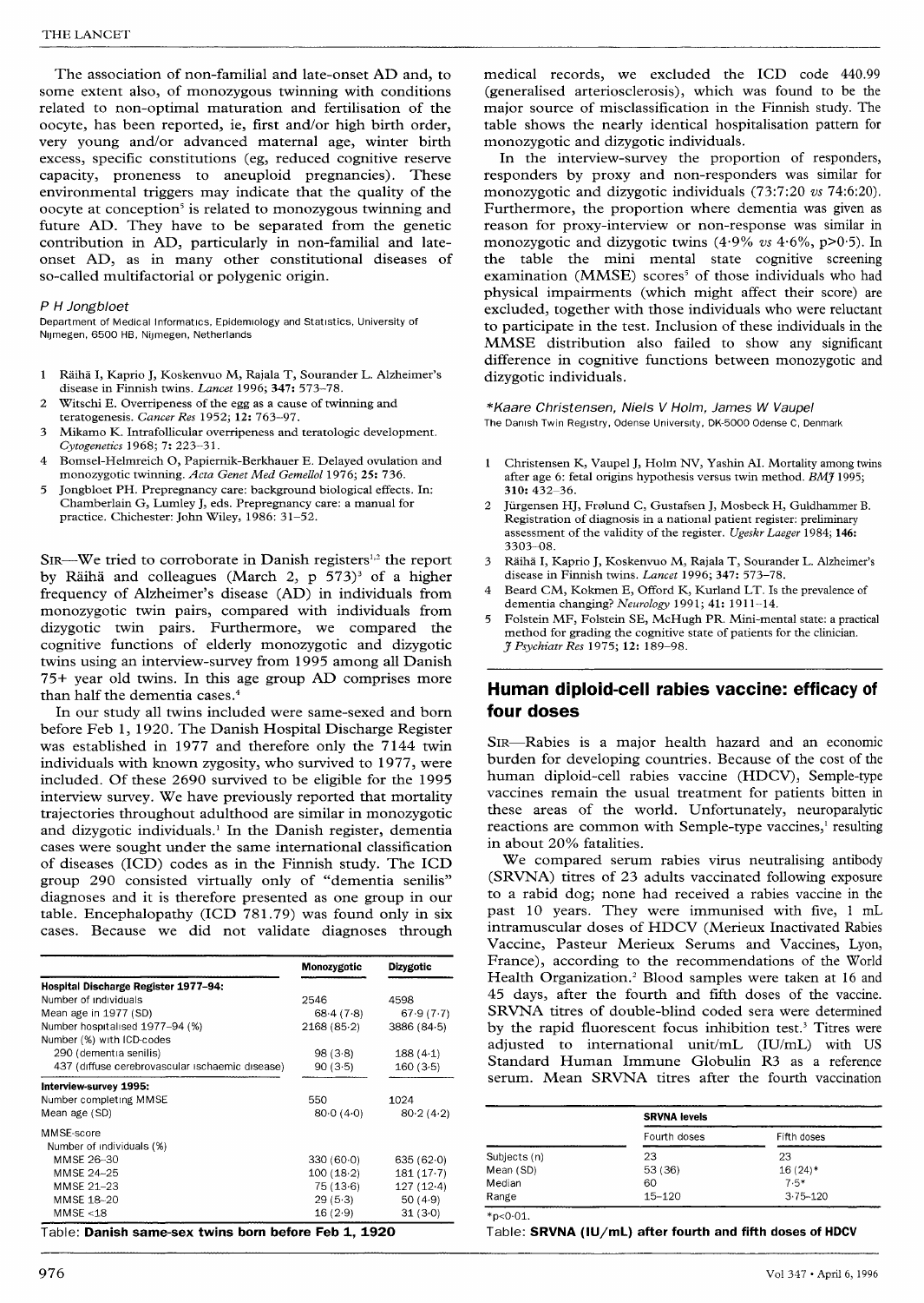The association of non-familial and late-onset AD and, to some extent also, of monozygous twinning with conditions related to non-optimal maturation and fertilisation of the oocyte, has been reported, ie, first and/or high birth order, very young and/or advanced maternal age, winter birth excess, specific constitutions (eg, reduced cognitive reserve capacity, proneness to aneuploid pregnancies). These environmental triggers may indicate that the quality of the oocyte at conception[5] is related to monozygous twinning and future AD. They have to be separated from the genetic contribution in AD, particularly in non-familial and late-onset AD, as in many other constitutional diseases of so-called multifactorial or polygenic origin.

*P H Jongbloet*

Department of Medical Informatics, Epidemiology and Statistics, University of Nijmegen, 6500 HB, Nijmegen, Netherlands

1. Räihä I, Kaprio J, Koskenvuo M, Rajala T, Sourander L. Alzheimer's disease in Finnish twins. *Lancet* 1996; **347:** 573–78.
2. Witschi E. Overripeness of the egg as a cause of twinning and teratogenesis. *Cancer Res* 1952; **12:** 763–97.
3. Mikamo K. Intrafollicular overripeness and teratologic development. *Cytogenetics* 1968; **7:** 223–31.
4. Bomsel-Helmreich O, Papiernik-Berkhauer E. Delayed ovulation and monozygotic twinning. *Acta Genet Med Gemellol* 1976; **25:** 736.
5. Jongbloet PH. Prepregnancy care: background biological effects. In: Chamberlain G, Lumley J, eds. Prepregnancy care: a manual for practice. Chichester: John Wiley, 1986: 31–52.

SIR—We tried to corroborate in Danish registers[1,2] the report by Räihä and colleagues (March 2, p 573)[3] of a higher frequency of Alzheimer's disease (AD) in individuals from monozygotic twin pairs, compared with individuals from dizygotic twin pairs. Furthermore, we compared the cognitive functions of elderly monozygotic and dizygotic twins using an interview-survey from 1995 among all Danish 75+ year old twins. In this age group AD comprises more than half the dementia cases.[4]

In our study all twins included were same-sexed and born before Feb 1, 1920. The Danish Hospital Discharge Register was established in 1977 and therefore only the 7144 twin individuals with known zygosity, who survived to 1977, were included. Of these 2690 survived to be eligible for the 1995 interview survey. We have previously reported that mortality trajectories throughout adulthood are similar in monozygotic and dizygotic individuals.[1] In the Danish register, dementia cases were sought under the same international classification of diseases (ICD) codes as in the Finnish study. The ICD group 290 consisted virtually only of "dementia senilis" diagnoses and it is therefore presented as one group in our table. Encephalopathy (ICD 781.79) was found only in six cases. Because we did not validate diagnoses through medical records, we excluded the ICD code 440.99 (generalised arteriosclerosis), which was found to be the major source of misclassification in the Finnish study. The table shows the nearly identical hospitalisation pattern for monozygotic and dizygotic individuals.

| | Monozygotic | Dizygotic |
|---|---|---|
| **Hospital Discharge Register 1977–94:** | | |
| Number of individuals | 2546 | 4598 |
| Mean age in 1977 (SD) | 68·4 (7·8) | 67·9 (7·7) |
| Number hospitalised 1977–94 (%) | 2168 (85·2) | 3886 (84·5) |
| Number (%) with ICD-codes | | |
| 290 (dementia senilis) | 98 (3·8) | 188 (4·1) |
| 437 (diffuse cerebrovascular ischaemic disease) | 90 (3·5) | 160 (3·5) |
| **Interview-survey 1995:** | | |
| Number completing MMSE | 550 | 1024 |
| Mean age (SD) | 80·0 (4·0) | 80·2 (4·2) |
| MMSE-score | | |
| Number of individuals (%) | | |
| MMSE 26–30 | 330 (60·0) | 635 (62·0) |
| MMSE 24–25 | 100 (18·2) | 181 (17·7) |
| MMSE 21–23 | 75 (13·6) | 127 (12·4) |
| MMSE 18–20 | 29 (5·3) | 50 (4·9) |
| MMSE <18 | 16 (2·9) | 31 (3·0) |

Table: **Danish same-sex twins born before Feb 1, 1920**

In the interview-survey the proportion of responders, responders by proxy and non-responders was similar for monozygotic and dizygotic individuals (73:7:20 *vs* 74:6:20). Furthermore, the proportion where dementia was given as reason for proxy-interview or non-response was similar in monozygotic and dizygotic twins (4·9% *vs* 4·6%, $p>0·5$). In the table the mini mental state cognitive screening examination (MMSE) scores[5] of those individuals who had physical impairments (which might affect their score) are excluded, together with those individuals who were reluctant to participate in the test. Inclusion of these individuals in the MMSE distribution also failed to show any significant difference in cognitive functions between monozygotic and dizygotic individuals.

*\*Kaare Christensen, Niels V Holm, James W Vaupel*

The Danish Twin Registry, Odense University, DK-5000 Odense C, Denmark

1. Christensen K, Vaupel J, Holm NV, Yashin AI. Mortality among twins after age 6: fetal origins hypothesis versus twin method. *BMJ* 1995; **310:** 432–36.
2. Jürgensen HJ, Frølund C, Gustafsen J, Mosbeck H, Guldhammer B. Registration of diagnosis in a national patient register: preliminary assessment of the validity of the register. *Ugeskr Laeger* 1984; **146:** 3303–08.
3. Räihä I, Kaprio J, Koskenvuo M, Rajala T, Sourander L. Alzheimer's disease in Finnish twins. *Lancet* 1996; **347:** 573–78.
4. Beard CM, Kokmen E, Offord K, Kurland LT. Is the prevalence of dementia changing? *Neurology* 1991; **41:** 1911–14.
5. Folstein MF, Folstein SE, McHugh PR. Mini-mental state: a practical method for grading the cognitive state of patients for the clinician. *J Psychiatr Res* 1975; **12:** 189–98.

## Human diploid-cell rabies vaccine: efficacy of four doses

SIR—Rabies is a major health hazard and an economic burden for developing countries. Because of the cost of the human diploid-cell rabies vaccine (HDCV), Semple-type vaccines remain the usual treatment for patients bitten in these areas of the world. Unfortunately, neuroparalytic reactions are common with Semple-type vaccines,[1] resulting in about 20% fatalities.

We compared serum rabies virus neutralising antibody (SRVNA) titres of 23 adults vaccinated following exposure to a rabid dog; none had received a rabies vaccine in the past 10 years. They were immunised with five, 1 mL intramuscular doses of HDCV (Merieux Inactivated Rabies Vaccine, Pasteur Merieux Serums and Vaccines, Lyon, France), according to the recommendations of the World Health Organization.[2] Blood samples were taken at 16 and 45 days, after the fourth and fifth doses of the vaccine. SRVNA titres of double-blind coded sera were determined by the rapid fluorescent focus inhibition test.[3] Titres were adjusted to international unit/mL (IU/mL) with US Standard Human Immune Globulin R3 as a reference serum. Mean SRVNA titres after the fourth vaccination

| | SRVNA levels | |
|---|---|---|
| | Fourth doses | Fifth doses |
| Subjects (n) | 23 | 23 |
| Mean (SD) | 53 (36) | 16 (24)* |
| Median | 60 | 7·5* |
| Range | 15–120 | 3·75–120 |

*$p<0·01$.

Table: **SRVNA (IU/mL) after fourth and fifth doses of HDCV**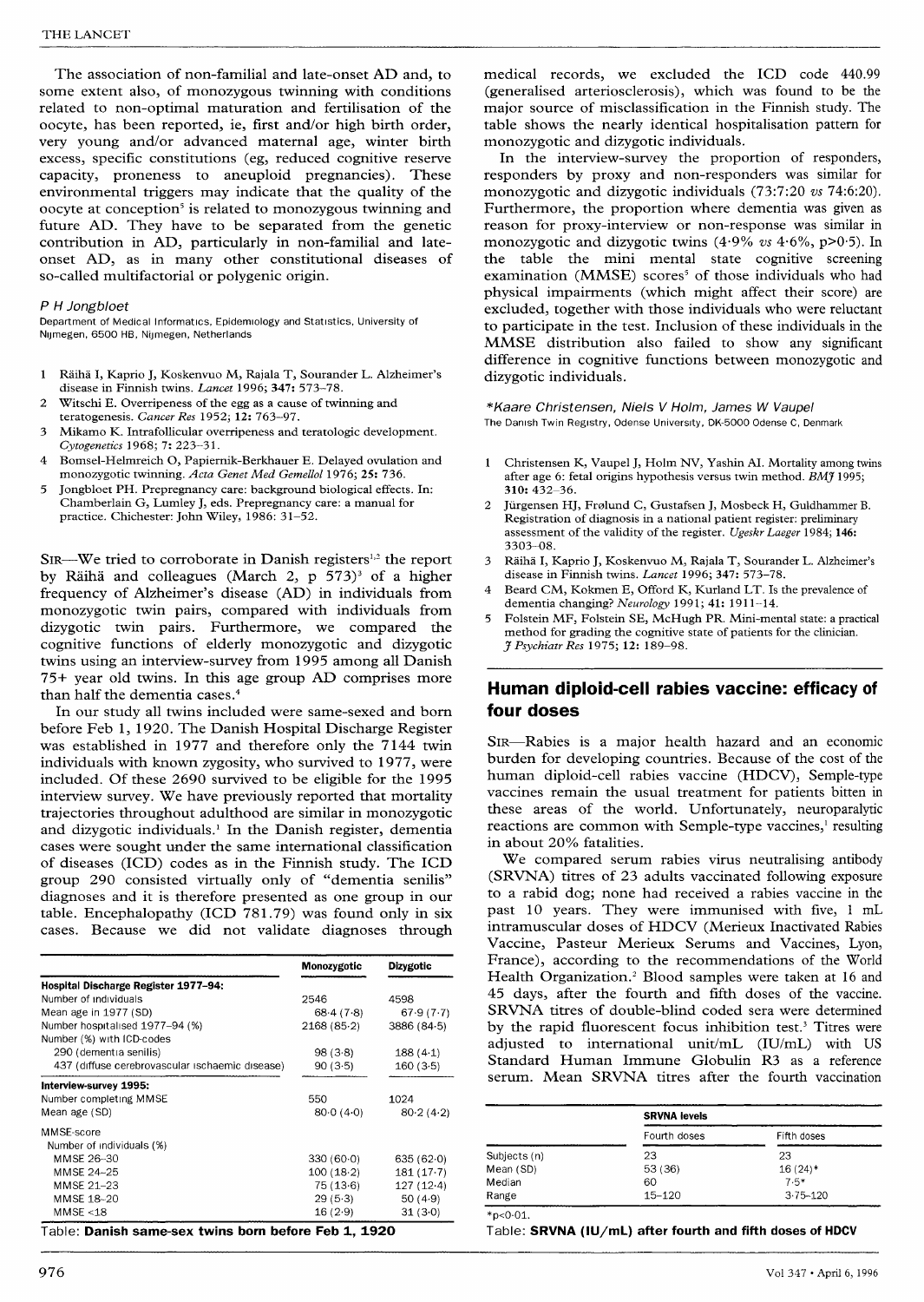The association of non-familial and late-onset AD and, to some extent also, of monozygous twinning with conditions related to non-optimal maturation and fertilisation of the oocyte, has been reported, ie, first and/or high birth order, very young and/or advanced maternal age, winter birth excess, specific constitutions (eg, reduced cognitive reserve capacity, proneness to aneuploid pregnancies). These environmental triggers may indicate that the quality of the oocyte at conception[5] is related to monozygous twinning and future AD. They have to be separated from the genetic contribution in AD, particularly in non-familial and late-onset AD, as in many other constitutional diseases of so-called multifactorial or polygenic origin.

*P H Jongbloet*

Department of Medical Informatics, Epidemiology and Statistics, University of Nijmegen, 6500 HB, Nijmegen, Netherlands

1. Räihä I, Kaprio J, Koskenvuo M, Rajala T, Sourander L. Alzheimer's disease in Finnish twins. *Lancet* 1996; **347:** 573–78.
2. Witschi E. Overripeness of the egg as a cause of twinning and teratogenesis. *Cancer Res* 1952; **12:** 763–97.
3. Mikamo K. Intrafollicular overripeness and teratologic development. *Cytogenetics* 1968; **7:** 223–31.
4. Bomsel-Helmreich O, Papiernik-Berkhauer E. Delayed ovulation and monozygotic twinning. *Acta Genet Med Gemellol* 1976; **25:** 736.
5. Jongbloet PH. Prepregnancy care: background biological effects. In: Chamberlain G, Lumley J, eds. Prepregnancy care: a manual for practice. Chichester: John Wiley, 1986: 31–52.

SIR—We tried to corroborate in Danish registers[1,2] the report by Räihä and colleagues (March 2, p 573)[3] of a higher frequency of Alzheimer's disease (AD) in individuals from monozygotic twin pairs, compared with individuals from dizygotic twin pairs. Furthermore, we compared the cognitive functions of elderly monozygotic and dizygotic twins using an interview-survey from 1995 among all Danish 75+ year old twins. In this age group AD comprises more than half the dementia cases.[4]

In our study all twins included were same-sexed and born before Feb 1, 1920. The Danish Hospital Discharge Register was established in 1977 and therefore only the 7144 twin individuals with known zygosity, who survived to 1977, were included. Of these 2690 survived to be eligible for the 1995 interview survey. We have previously reported that mortality trajectories throughout adulthood are similar in monozygotic and dizygotic individuals.[1] In the Danish register, dementia cases were sought under the same international classification of diseases (ICD) codes as in the Finnish study. The ICD group 290 consisted virtually only of "dementia senilis" diagnoses and it is therefore presented as one group in our table. Encephalopathy (ICD 781.79) was found only in six cases. Because we did not validate diagnoses through medical records, we excluded the ICD code 440.99 (generalised arteriosclerosis), which was found to be the major source of misclassification in the Finnish study. The table shows the nearly identical hospitalisation pattern for monozygotic and dizygotic individuals.

| | Monozygotic | Dizygotic |
|---|---|---|
| **Hospital Discharge Register 1977–94:** | | |
| Number of individuals | 2546 | 4598 |
| Mean age in 1977 (SD) | 68·4 (7·8) | 67·9 (7·7) |
| Number hospitalised 1977–94 (%) | 2168 (85·2) | 3886 (84·5) |
| Number (%) with ICD-codes | | |
| 290 (dementia senilis) | 98 (3·8) | 188 (4·1) |
| 437 (diffuse cerebrovascular ischaemic disease) | 90 (3·5) | 160 (3·5) |
| **Interview-survey 1995:** | | |
| Number completing MMSE | 550 | 1024 |
| Mean age (SD) | 80·0 (4·0) | 80·2 (4·2) |
| MMSE-score | | |
| Number of individuals (%) | | |
| MMSE 26–30 | 330 (60·0) | 635 (62·0) |
| MMSE 24–25 | 100 (18·2) | 181 (17·7) |
| MMSE 21–23 | 75 (13·6) | 127 (12·4) |
| MMSE 18–20 | 29 (5·3) | 50 (4·9) |
| MMSE <18 | 16 (2·9) | 31 (3·0) |

Table: **Danish same-sex twins born before Feb 1, 1920**

In the interview-survey the proportion of responders, responders by proxy and non-responders was similar for monozygotic and dizygotic individuals (73:7:20 *vs* 74:6:20). Furthermore, the proportion where dementia was given as reason for proxy-interview or non-response was similar in monozygotic and dizygotic twins (4·9% *vs* 4·6%, $p>0·5$). In the table the mini mental state cognitive screening examination (MMSE) scores[5] of those individuals who had physical impairments (which might affect their score) are excluded, together with those individuals who were reluctant to participate in the test. Inclusion of these individuals in the MMSE distribution also failed to show any significant difference in cognitive functions between monozygotic and dizygotic individuals.

*\*Kaare Christensen, Niels V Holm, James W Vaupel*

The Danish Twin Registry, Odense University, DK-5000 Odense C, Denmark

1. Christensen K, Vaupel J, Holm NV, Yashin AI. Mortality among twins after age 6: fetal origins hypothesis versus twin method. *BMJ* 1995; **310:** 432–36.
2. Jürgensen HJ, Frølund C, Gustafsen J, Mosbeck H, Guldhammer B. Registration of diagnosis in a national patient register: preliminary assessment of the validity of the register. *Ugeskr Laeger* 1984; **146:** 3303–08.
3. Räihä I, Kaprio J, Koskenvuo M, Rajala T, Sourander L. Alzheimer's disease in Finnish twins. *Lancet* 1996; **347:** 573–78.
4. Beard CM, Kokmen E, Offord K, Kurland LT. Is the prevalence of dementia changing? *Neurology* 1991; **41:** 1911–14.
5. Folstein MF, Folstein SE, McHugh PR. Mini-mental state: a practical method for grading the cognitive state of patients for the clinician. *J Psychiatr Res* 1975; **12:** 189–98.

## Human diploid-cell rabies vaccine: efficacy of four doses

SIR—Rabies is a major health hazard and an economic burden for developing countries. Because of the cost of the human diploid-cell rabies vaccine (HDCV), Semple-type vaccines remain the usual treatment for patients bitten in these areas of the world. Unfortunately, neuroparalytic reactions are common with Semple-type vaccines,[1] resulting in about 20% fatalities.

We compared serum rabies virus neutralising antibody (SRVNA) titres of 23 adults vaccinated following exposure to a rabid dog; none had received a rabies vaccine in the past 10 years. They were immunised with five, 1 mL intramuscular doses of HDCV (Merieux Inactivated Rabies Vaccine, Pasteur Merieux Serums and Vaccines, Lyon, France), according to the recommendations of the World Health Organization.[2] Blood samples were taken at 16 and 45 days, after the fourth and fifth doses of the vaccine. SRVNA titres of double-blind coded sera were determined by the rapid fluorescent focus inhibition test.[3] Titres were adjusted to international unit/mL (IU/mL) with US Standard Human Immune Globulin R3 as a reference serum. Mean SRVNA titres after the fourth vaccination

| | SRVNA levels | |
|---|---|---|
| | Fourth doses | Fifth doses |
| Subjects (n) | 23 | 23 |
| Mean (SD) | 53 (36) | 16 (24)* |
| Median | 60 | 7·5* |
| Range | 15–120 | 3·75–120 |

*$p<0·01$.

Table: **SRVNA (IU/mL) after fourth and fifth doses of HDCV**